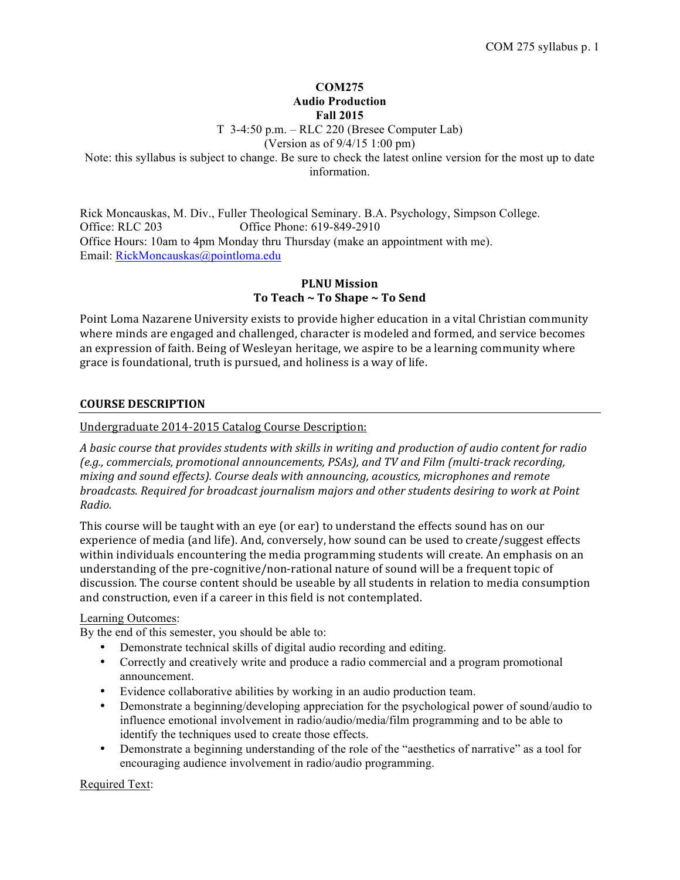# COM275
## Audio Production
## Fall 2015

T 3-4:50 p.m. – RLC 220 (Bresee Computer Lab)
(Version as of 9/4/15 1:00 pm)
Note: this syllabus is subject to change. Be sure to check the latest online version for the most up to date information.

Rick Moncauskas, M. Div., Fuller Theological Seminary. B.A. Psychology, Simpson College.
Office: RLC 203 Office Phone: 619-849-2910
Office Hours: 10am to 4pm Monday thru Thursday (make an appointment with me).
Email: RickMoncauskas@pointloma.edu

## PLNU Mission
## To Teach ~ To Shape ~ To Send

Point Loma Nazarene University exists to provide higher education in a vital Christian community where minds are engaged and challenged, character is modeled and formed, and service becomes an expression of faith. Being of Wesleyan heritage, we aspire to be a learning community where grace is foundational, truth is pursued, and holiness is a way of life.

## COURSE DESCRIPTION

Undergraduate 2014-2015 Catalog Course Description:

*A basic course that provides students with skills in writing and production of audio content for radio (e.g., commercials, promotional announcements, PSAs), and TV and Film (multi-track recording, mixing and sound effects). Course deals with announcing, acoustics, microphones and remote broadcasts. Required for broadcast journalism majors and other students desiring to work at Point Radio.*

This course will be taught with an eye (or ear) to understand the effects sound has on our experience of media (and life). And, conversely, how sound can be used to create/suggest effects within individuals encountering the media programming students will create. An emphasis on an understanding of the pre-cognitive/non-rational nature of sound will be a frequent topic of discussion. The course content should be useable by all students in relation to media consumption and construction, even if a career in this field is not contemplated.

Learning Outcomes:
By the end of this semester, you should be able to:

- Demonstrate technical skills of digital audio recording and editing.
- Correctly and creatively write and produce a radio commercial and a program promotional announcement.
- Evidence collaborative abilities by working in an audio production team.
- Demonstrate a beginning/developing appreciation for the psychological power of sound/audio to influence emotional involvement in radio/audio/media/film programming and to be able to identify the techniques used to create those effects.
- Demonstrate a beginning understanding of the role of the "aesthetics of narrative" as a tool for encouraging audience involvement in radio/audio programming.

Required Text: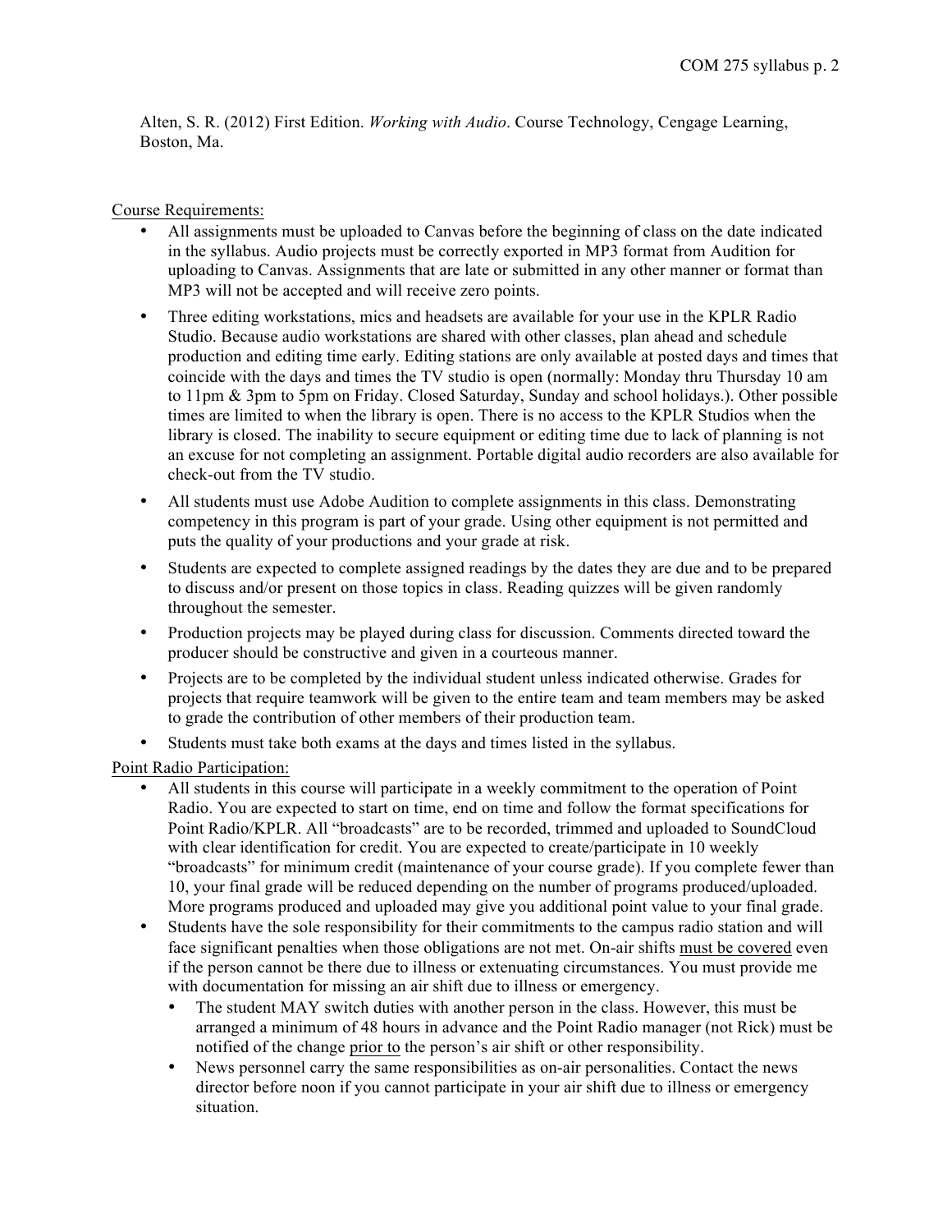Alten, S. R. (2012) First Edition. *Working with Audio*. Course Technology, Cengage Learning, Boston, Ma.

Course Requirements:

- All assignments must be uploaded to Canvas before the beginning of class on the date indicated in the syllabus. Audio projects must be correctly exported in MP3 format from Audition for uploading to Canvas. Assignments that are late or submitted in any other manner or format than MP3 will not be accepted and will receive zero points.
- Three editing workstations, mics and headsets are available for your use in the KPLR Radio Studio. Because audio workstations are shared with other classes, plan ahead and schedule production and editing time early. Editing stations are only available at posted days and times that coincide with the days and times the TV studio is open (normally: Monday thru Thursday 10 am to 11pm & 3pm to 5pm on Friday. Closed Saturday, Sunday and school holidays.). Other possible times are limited to when the library is open. There is no access to the KPLR Studios when the library is closed. The inability to secure equipment or editing time due to lack of planning is not an excuse for not completing an assignment. Portable digital audio recorders are also available for check-out from the TV studio.
- All students must use Adobe Audition to complete assignments in this class. Demonstrating competency in this program is part of your grade. Using other equipment is not permitted and puts the quality of your productions and your grade at risk.
- Students are expected to complete assigned readings by the dates they are due and to be prepared to discuss and/or present on those topics in class. Reading quizzes will be given randomly throughout the semester.
- Production projects may be played during class for discussion. Comments directed toward the producer should be constructive and given in a courteous manner.
- Projects are to be completed by the individual student unless indicated otherwise. Grades for projects that require teamwork will be given to the entire team and team members may be asked to grade the contribution of other members of their production team.
- Students must take both exams at the days and times listed in the syllabus.

Point Radio Participation:

- All students in this course will participate in a weekly commitment to the operation of Point Radio. You are expected to start on time, end on time and follow the format specifications for Point Radio/KPLR. All "broadcasts" are to be recorded, trimmed and uploaded to SoundCloud with clear identification for credit. You are expected to create/participate in 10 weekly "broadcasts" for minimum credit (maintenance of your course grade). If you complete fewer than 10, your final grade will be reduced depending on the number of programs produced/uploaded. More programs produced and uploaded may give you additional point value to your final grade.
- Students have the sole responsibility for their commitments to the campus radio station and will face significant penalties when those obligations are not met. On-air shifts must be covered even if the person cannot be there due to illness or extenuating circumstances. You must provide me with documentation for missing an air shift due to illness or emergency.
    - The student MAY switch duties with another person in the class. However, this must be arranged a minimum of 48 hours in advance and the Point Radio manager (not Rick) must be notified of the change prior to the person's air shift or other responsibility.
    - News personnel carry the same responsibilities as on-air personalities. Contact the news director before noon if you cannot participate in your air shift due to illness or emergency situation.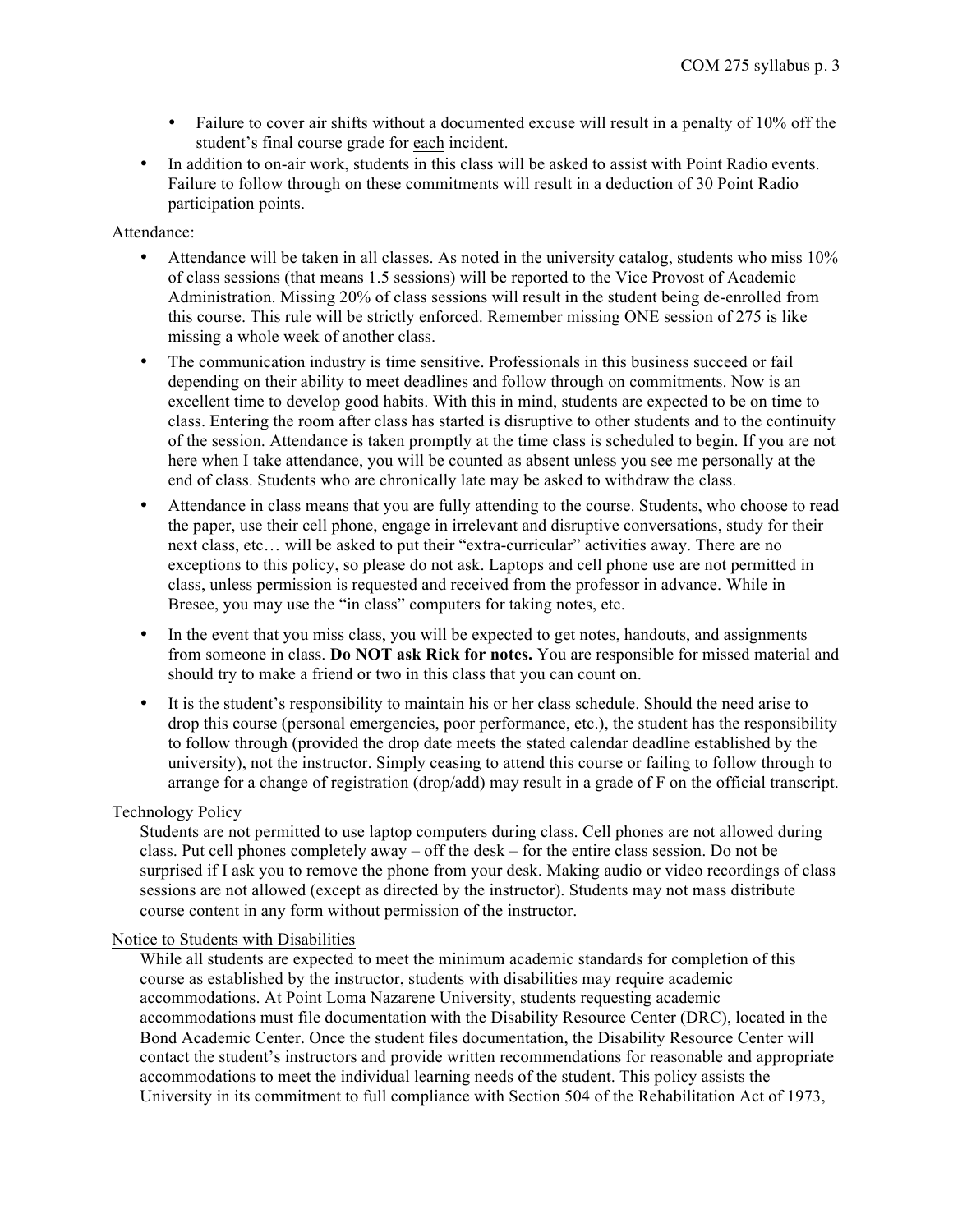- Failure to cover air shifts without a documented excuse will result in a penalty of 10% off the student's final course grade for each incident.
- In addition to on-air work, students in this class will be asked to assist with Point Radio events. Failure to follow through on these commitments will result in a deduction of 30 Point Radio participation points.

Attendance:

- Attendance will be taken in all classes. As noted in the university catalog, students who miss 10% of class sessions (that means 1.5 sessions) will be reported to the Vice Provost of Academic Administration. Missing 20% of class sessions will result in the student being de-enrolled from this course. This rule will be strictly enforced. Remember missing ONE session of 275 is like missing a whole week of another class.
- The communication industry is time sensitive. Professionals in this business succeed or fail depending on their ability to meet deadlines and follow through on commitments. Now is an excellent time to develop good habits. With this in mind, students are expected to be on time to class. Entering the room after class has started is disruptive to other students and to the continuity of the session. Attendance is taken promptly at the time class is scheduled to begin. If you are not here when I take attendance, you will be counted as absent unless you see me personally at the end of class. Students who are chronically late may be asked to withdraw the class.
- Attendance in class means that you are fully attending to the course. Students, who choose to read the paper, use their cell phone, engage in irrelevant and disruptive conversations, study for their next class, etc… will be asked to put their "extra-curricular" activities away. There are no exceptions to this policy, so please do not ask. Laptops and cell phone use are not permitted in class, unless permission is requested and received from the professor in advance. While in Bresee, you may use the "in class" computers for taking notes, etc.
- In the event that you miss class, you will be expected to get notes, handouts, and assignments from someone in class. **Do NOT ask Rick for notes.** You are responsible for missed material and should try to make a friend or two in this class that you can count on.
- It is the student's responsibility to maintain his or her class schedule. Should the need arise to drop this course (personal emergencies, poor performance, etc.), the student has the responsibility to follow through (provided the drop date meets the stated calendar deadline established by the university), not the instructor. Simply ceasing to attend this course or failing to follow through to arrange for a change of registration (drop/add) may result in a grade of F on the official transcript.

Technology Policy

Students are not permitted to use laptop computers during class. Cell phones are not allowed during class. Put cell phones completely away – off the desk – for the entire class session. Do not be surprised if I ask you to remove the phone from your desk. Making audio or video recordings of class sessions are not allowed (except as directed by the instructor). Students may not mass distribute course content in any form without permission of the instructor.

Notice to Students with Disabilities

While all students are expected to meet the minimum academic standards for completion of this course as established by the instructor, students with disabilities may require academic accommodations. At Point Loma Nazarene University, students requesting academic accommodations must file documentation with the Disability Resource Center (DRC), located in the Bond Academic Center. Once the student files documentation, the Disability Resource Center will contact the student's instructors and provide written recommendations for reasonable and appropriate accommodations to meet the individual learning needs of the student. This policy assists the University in its commitment to full compliance with Section 504 of the Rehabilitation Act of 1973,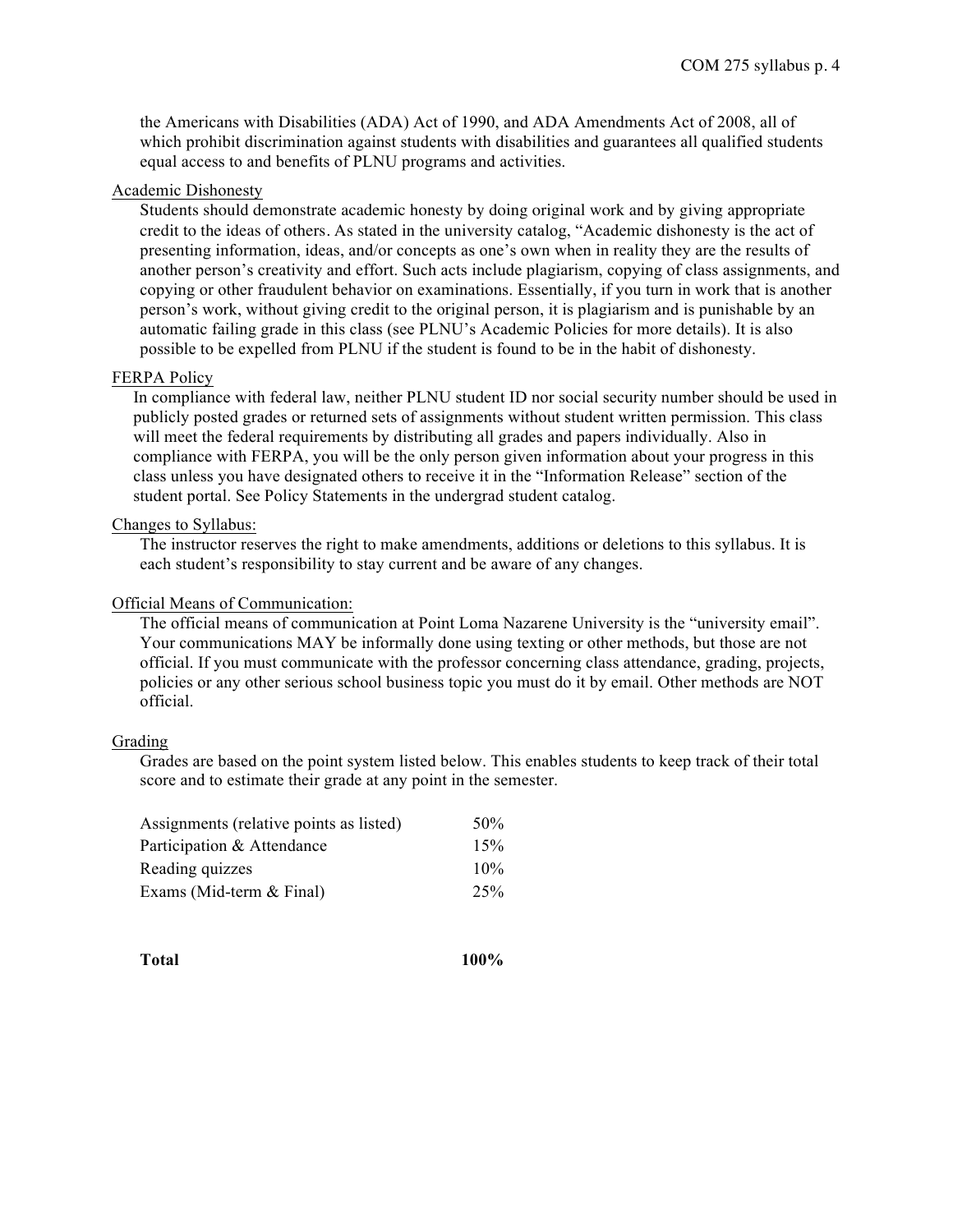the Americans with Disabilities (ADA) Act of 1990, and ADA Amendments Act of 2008, all of which prohibit discrimination against students with disabilities and guarantees all qualified students equal access to and benefits of PLNU programs and activities.

Academic Dishonesty

Students should demonstrate academic honesty by doing original work and by giving appropriate credit to the ideas of others. As stated in the university catalog, "Academic dishonesty is the act of presenting information, ideas, and/or concepts as one's own when in reality they are the results of another person's creativity and effort. Such acts include plagiarism, copying of class assignments, and copying or other fraudulent behavior on examinations. Essentially, if you turn in work that is another person's work, without giving credit to the original person, it is plagiarism and is punishable by an automatic failing grade in this class (see PLNU's Academic Policies for more details). It is also possible to be expelled from PLNU if the student is found to be in the habit of dishonesty.

FERPA Policy

In compliance with federal law, neither PLNU student ID nor social security number should be used in publicly posted grades or returned sets of assignments without student written permission. This class will meet the federal requirements by distributing all grades and papers individually. Also in compliance with FERPA, you will be the only person given information about your progress in this class unless you have designated others to receive it in the "Information Release" section of the student portal. See Policy Statements in the undergrad student catalog.

Changes to Syllabus:

The instructor reserves the right to make amendments, additions or deletions to this syllabus. It is each student's responsibility to stay current and be aware of any changes.

Official Means of Communication:

The official means of communication at Point Loma Nazarene University is the "university email". Your communications MAY be informally done using texting or other methods, but those are not official. If you must communicate with the professor concerning class attendance, grading, projects, policies or any other serious school business topic you must do it by email. Other methods are NOT official.

Grading

Grades are based on the point system listed below. This enables students to keep track of their total score and to estimate their grade at any point in the semester.

| | |
|---|---|
| Assignments (relative points as listed) | 50% |
| Participation & Attendance | 15% |
| Reading quizzes | 10% |
| Exams (Mid-term & Final) | 25% |
| **Total** | **100%** |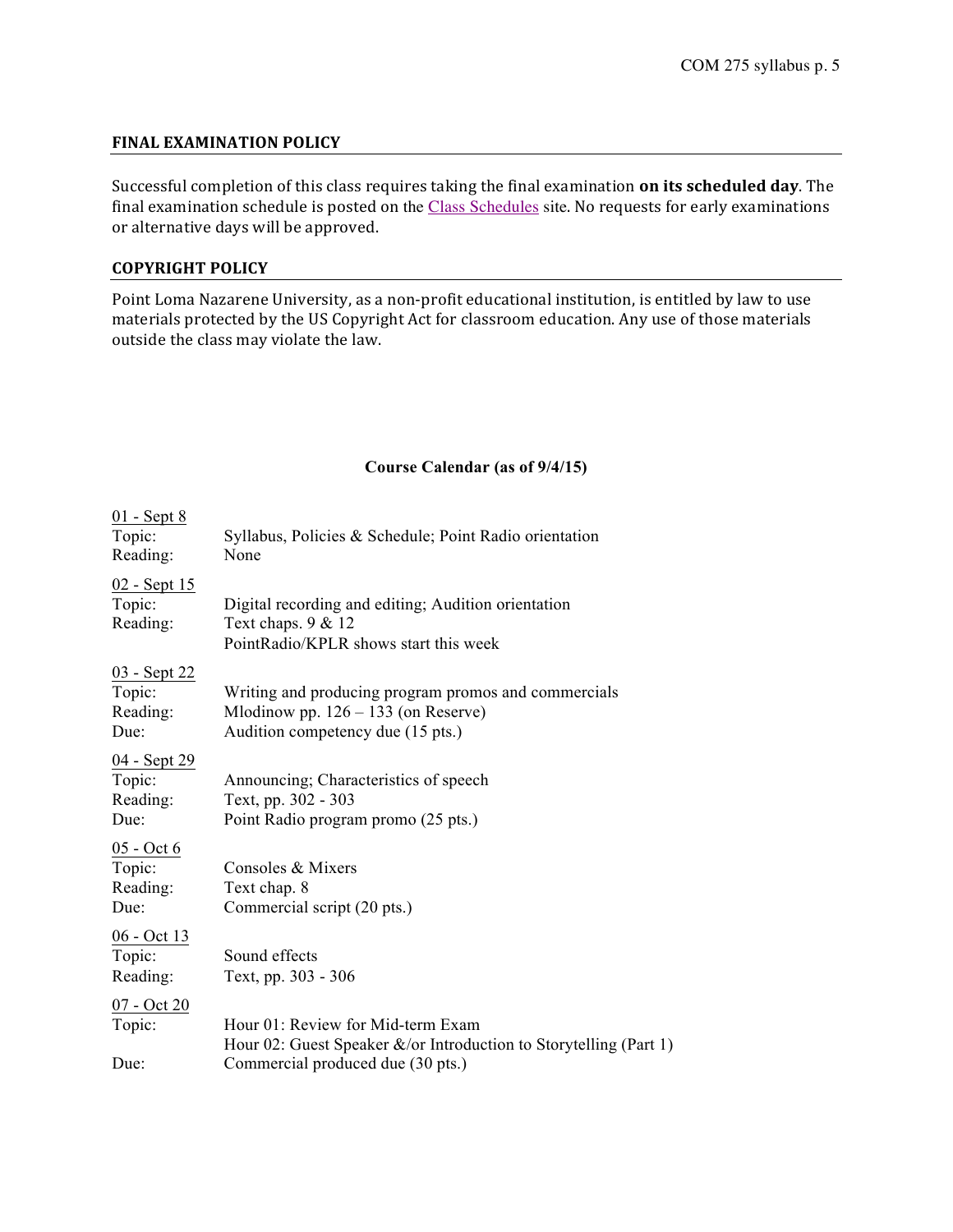## FINAL EXAMINATION POLICY

Successful completion of this class requires taking the final examination **on its scheduled day**. The final examination schedule is posted on the Class Schedules site. No requests for early examinations or alternative days will be approved.

## COPYRIGHT POLICY

Point Loma Nazarene University, as a non-profit educational institution, is entitled by law to use materials protected by the US Copyright Act for classroom education. Any use of those materials outside the class may violate the law.

### Course Calendar (as of 9/4/15)

01 - Sept 8
Topic: Syllabus, Policies & Schedule; Point Radio orientation
Reading: None

02 - Sept 15
Topic: Digital recording and editing; Audition orientation
Reading: Text chaps. 9 & 12
PointRadio/KPLR shows start this week

03 - Sept 22
Topic: Writing and producing program promos and commercials
Reading: Mlodinow pp. 126 – 133 (on Reserve)
Due: Audition competency due (15 pts.)

04 - Sept 29
Topic: Announcing; Characteristics of speech
Reading: Text, pp. 302 - 303
Due: Point Radio program promo (25 pts.)

05 - Oct 6
Topic: Consoles & Mixers
Reading: Text chap. 8
Due: Commercial script (20 pts.)

06 - Oct 13
Topic: Sound effects
Reading: Text, pp. 303 - 306

07 - Oct 20
Topic: Hour 01: Review for Mid-term Exam
Hour 02: Guest Speaker &/or Introduction to Storytelling (Part 1)
Due: Commercial produced due (30 pts.)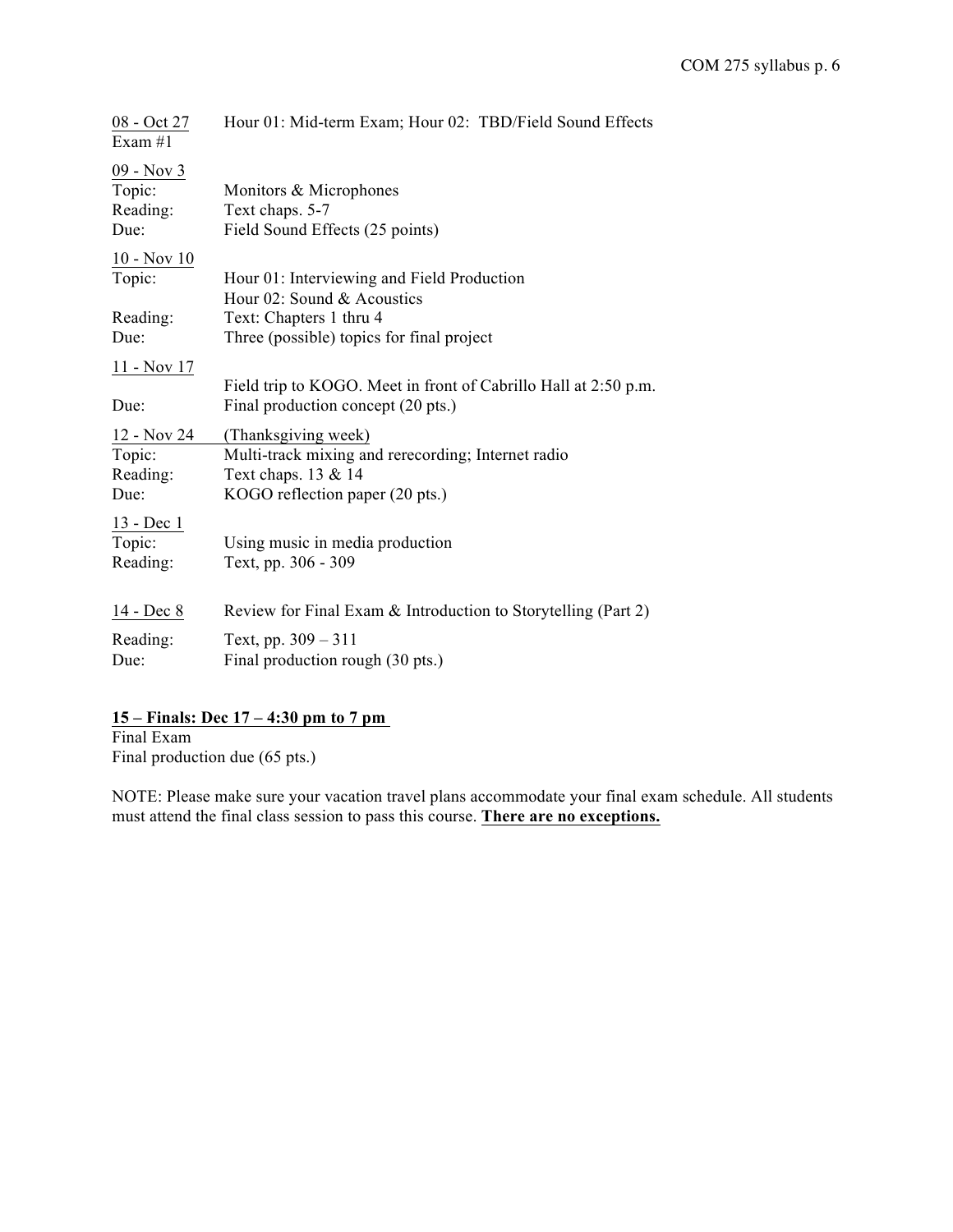| | |
|---|---|
| 08 - Oct 27<br>Exam #1 | Hour 01: Mid-term Exam; Hour 02: TBD/Field Sound Effects |
| 09 - Nov 3 | |
| Topic: | Monitors & Microphones |
| Reading: | Text chaps. 5-7 |
| Due: | Field Sound Effects (25 points) |
| 10 - Nov 10 | |
| Topic: | Hour 01: Interviewing and Field Production<br>Hour 02: Sound & Acoustics |
| Reading: | Text: Chapters 1 thru 4 |
| Due: | Three (possible) topics for final project |
| 11 - Nov 17 | |
| | Field trip to KOGO. Meet in front of Cabrillo Hall at 2:50 p.m. |
| Due: | Final production concept (20 pts.) |
| 12 - Nov 24 | (Thanksgiving week) |
| Topic: | Multi-track mixing and rerecording; Internet radio |
| Reading: | Text chaps. 13 & 14 |
| Due: | KOGO reflection paper (20 pts.) |
| 13 - Dec 1 | |
| Topic: | Using music in media production |
| Reading: | Text, pp. 306 - 309 |
| 14 - Dec 8 | Review for Final Exam & Introduction to Storytelling (Part 2) |
| Reading: | Text, pp. 309 – 311 |
| Due: | Final production rough (30 pts.) |

**15 – Finals: Dec 17 – 4:30 pm to 7 pm**

Final Exam

Final production due (65 pts.)

NOTE: Please make sure your vacation travel plans accommodate your final exam schedule. All students must attend the final class session to pass this course. **There are no exceptions.**